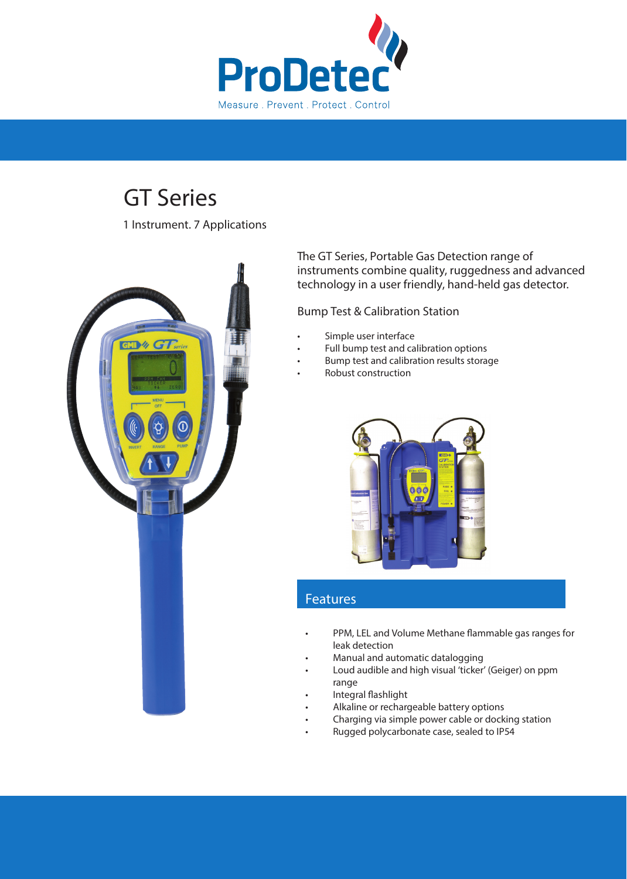ProDetec

Measure . Prevent . Protect . Control

# GT Series

1 Instrument. 7 Applications

The GT Series, Portable Gas Detection range of instruments combine quality, ruggedness and advanced technology in a user friendly, hand-held gas detector.

## Bump Test & Calibration Station

- Simple user interface
- Full bump test and calibration options
- Bump test and calibration results storage
- Robust construction

## Features

- PPM, LEL and Volume Methane flammable gas ranges for leak detection
- Manual and automatic datalogging
- Loud audible and high visual 'ticker' (Geiger) on ppm range
- Integral flashlight
- Alkaline or rechargeable battery options
- Charging via simple power cable or docking station
- Rugged polycarbonate case, sealed to IP54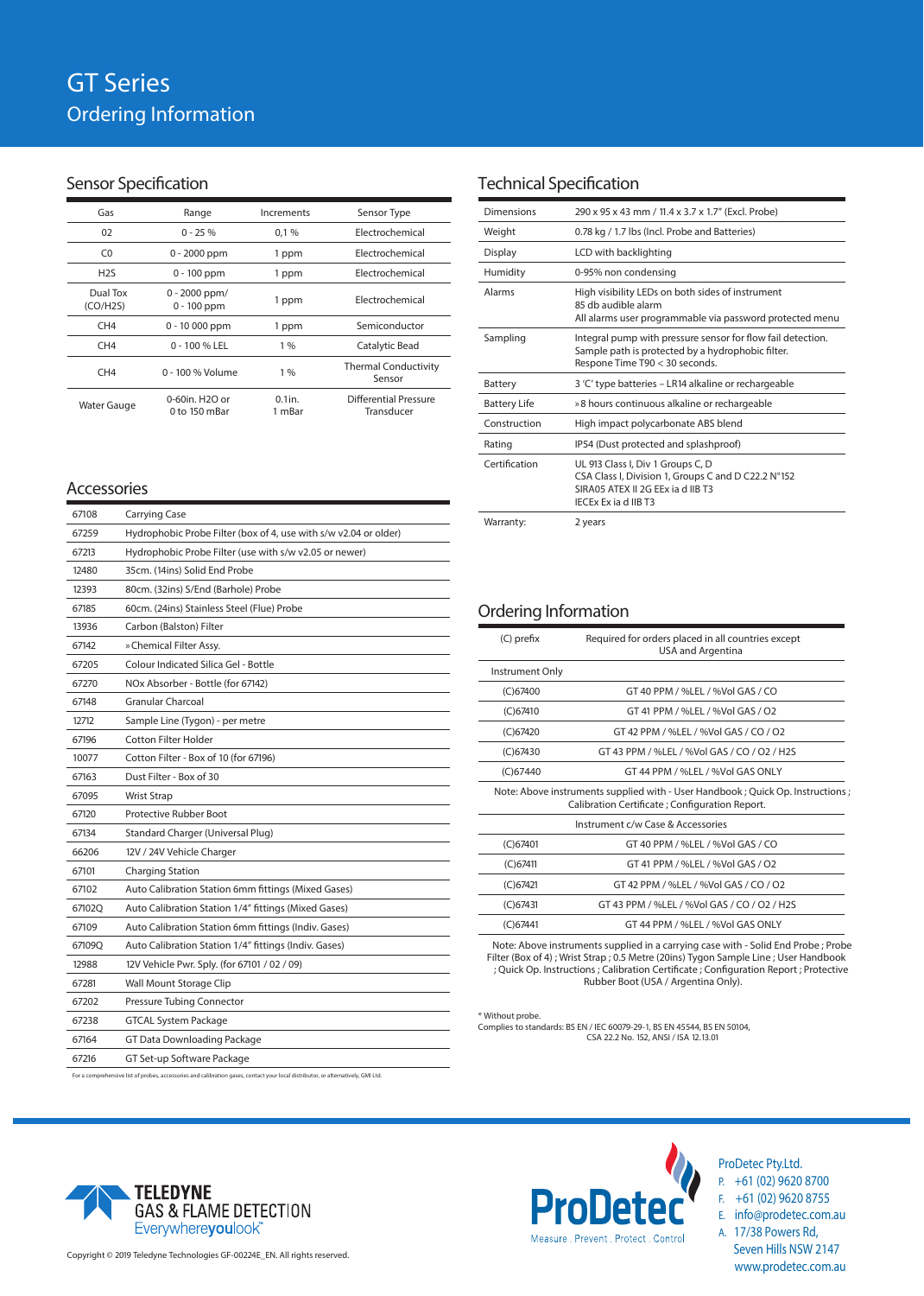# GT Series

## Ordering Information

## Sensor Specification

| Gas | Range | Increments | Sensor Type |
|---|---|---|---|
| 02 | 0 - 25 % | 0,1 % | Electrochemical |
| C0 | 0 - 2000 ppm | 1 ppm | Electrochemical |
| H2S | 0 - 100 ppm | 1 ppm | Electrochemical |
| Dual Tox (CO/H2S) | 0 - 2000 ppm/ 0 - 100 ppm | 1 ppm | Electrochemical |
| CH4 | 0 - 10 000 ppm | 1 ppm | Semiconductor |
| CH4 | 0 - 100 % LEL | 1 % | Catalytic Bead |
| CH4 | 0 - 100 % Volume | 1 % | Thermal Conductivity Sensor |
| Water Gauge | 0-60in. H2O or 0 to 150 mBar | 0.1in. 1 mBar | Differential Pressure Transducer |

## Accessories

| | |
|---|---|
| 67108 | Carrying Case |
| 67259 | Hydrophobic Probe Filter (box of 4, use with s/w v2.04 or older) |
| 67213 | Hydrophobic Probe Filter (use with s/w v2.05 or newer) |
| 12480 | 35cm. (14ins) Solid End Probe |
| 12393 | 80cm. (32ins) S/End (Barhole) Probe |
| 67185 | 60cm. (24ins) Stainless Steel (Flue) Probe |
| 13936 | Carbon (Balston) Filter |
| 67142 | » Chemical Filter Assy. |
| 67205 | Colour Indicated Silica Gel - Bottle |
| 67270 | NOx Absorber - Bottle (for 67142) |
| 67148 | Granular Charcoal |
| 12712 | Sample Line (Tygon) - per metre |
| 67196 | Cotton Filter Holder |
| 10077 | Cotton Filter - Box of 10 (for 67196) |
| 67163 | Dust Filter - Box of 30 |
| 67095 | Wrist Strap |
| 67120 | Protective Rubber Boot |
| 67134 | Standard Charger (Universal Plug) |
| 66206 | 12V / 24V Vehicle Charger |
| 67101 | Charging Station |
| 67102 | Auto Calibration Station 6mm fittings (Mixed Gases) |
| 67102Q | Auto Calibration Station 1/4" fittings (Mixed Gases) |
| 67109 | Auto Calibration Station 6mm fittings (Indiv. Gases) |
| 67109Q | Auto Calibration Station 1/4" fittings (Indiv. Gases) |
| 12988 | 12V Vehicle Pwr. Sply. (for 67101 / 02 / 09) |
| 67281 | Wall Mount Storage Clip |
| 67202 | Pressure Tubing Connector |
| 67238 | GTCAL System Package |
| 67164 | GT Data Downloading Package |
| 67216 | GT Set-up Software Package |

For a comprehensive list of probes, accessories and calibration gases, contact your local distributor, or alternatively, GMI Ltd.

## Technical Specification

| | |
|---|---|
| Dimensions | 290 x 95 x 43 mm / 11.4 x 3.7 x 1.7" (Excl. Probe) |
| Weight | 0.78 kg / 1.7 lbs (Incl. Probe and Batteries) |
| Display | LCD with backlighting |
| Humidity | 0-95% non condensing |
| Alarms | High visibility LEDs on both sides of instrument<br>85 db audible alarm<br>All alarms user programmable via password protected menu |
| Sampling | Integral pump with pressure sensor for flow fail detection. Sample path is protected by a hydrophobic filter. Respone Time T90 < 30 seconds. |
| Battery | 3 'C' type batteries – LR14 alkaline or rechargeable |
| Battery Life | » 8 hours continuous alkaline or rechargeable |
| Construction | High impact polycarbonate ABS blend |
| Rating | IP54 (Dust protected and splashproof) |
| Certification | UL 913 Class I, Div 1 Groups C, D<br>CSA Class I, Division 1, Groups C and D C22.2 N°152<br>SIRA05 ATEX II 2G EEx ia d IIB T3<br>IECEx Ex ia d IIB T3 |
| Warranty: | 2 years |

## Ordering Information

| | |
|---|---|
| (C) prefix | Required for orders placed in all countries except USA and Argentina |
| Instrument Only | |
| (C)67400 | GT 40 PPM / %LEL / %Vol GAS / CO |
| (C)67410 | GT 41 PPM / %LEL / %Vol GAS / O2 |
| (C)67420 | GT 42 PPM / %LEL / %Vol GAS / CO / O2 |
| (C)67430 | GT 43 PPM / %LEL / %Vol GAS / CO / O2 / H2S |
| (C)67440 | GT 44 PPM / %LEL / %Vol GAS ONLY |
| Note: Above instruments supplied with - User Handbook ; Quick Op. Instructions ; Calibration Certificate ; Configuration Report. | |
| | Instrument c/w Case & Accessories |
| (C)67401 | GT 40 PPM / %LEL / %Vol GAS / CO |
| (C)67411 | GT 41 PPM / %LEL / %Vol GAS / O2 |
| (C)67421 | GT 42 PPM / %LEL / %Vol GAS / CO / O2 |
| (C)67431 | GT 43 PPM / %LEL / %Vol GAS / CO / O2 / H2S |
| (C)67441 | GT 44 PPM / %LEL / %Vol GAS ONLY |

Note: Above instruments supplied in a carrying case with - Solid End Probe ; Probe Filter (Box of 4) ; Wrist Strap ; 0.5 Metre (20ins) Tygon Sample Line ; User Handbook ; Quick Op. Instructions ; Calibration Certificate ; Configuration Report ; Protective Rubber Boot (USA / Argentina Only).

* Without probe.
Complies to standards: BS EN / IEC 60079-29-1, BS EN 45544, BS EN 50104, CSA 22.2 No. 152, ANSI / ISA 12.13.01

TELEDYNE GAS & FLAME DETECTION Everywhereyoulook™

Copyright © 2019 Teledyne Technologies GF-00224E_EN. All rights reserved.

ProDetec
Measure . Prevent . Protect . Control

ProDetec Pty.Ltd.
P. +61 (02) 9620 8700
F. +61 (02) 9620 8755
E. info@prodetec.com.au
A. 17/38 Powers Rd, Seven Hills NSW 2147
www.prodetec.com.au